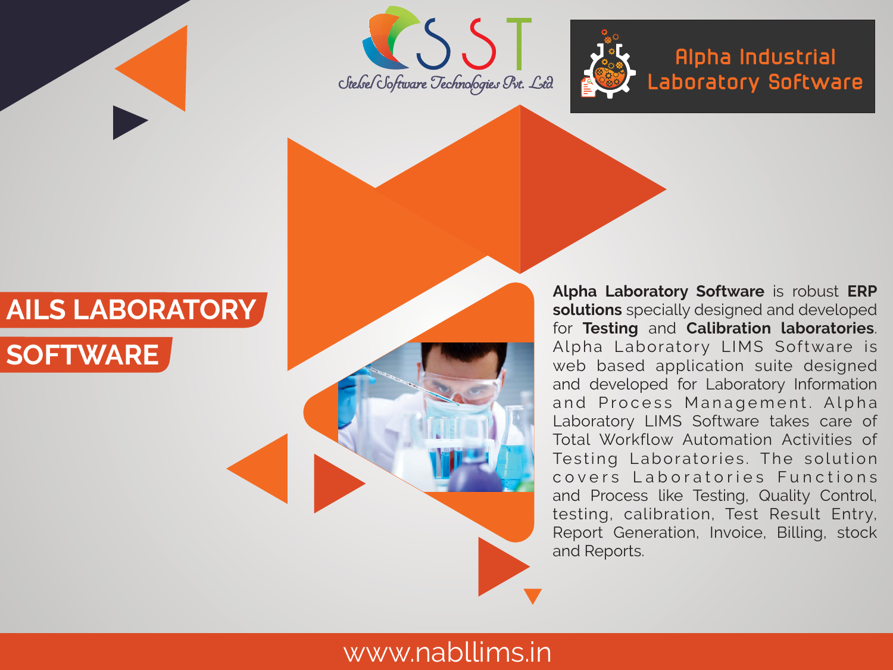SST

Stelsel Software Technologies Pvt. Ltd.

Alpha Industrial Laboratory Software

# AILS LABORATORY SOFTWARE

**Alpha Laboratory Software** is robust **ERP solutions** specially designed and developed for **Testing** and **Calibration laboratories**. Alpha Laboratory LIMS Software is web based application suite designed and developed for Laboratory Information and Process Management. Alpha Laboratory LIMS Software takes care of Total Workflow Automation Activities of Testing Laboratories. The solution covers Laboratories Functions and Process like Testing, Quality Control, testing, calibration, Test Result Entry, Report Generation, Invoice, Billing, stock and Reports.

www.nabllims.in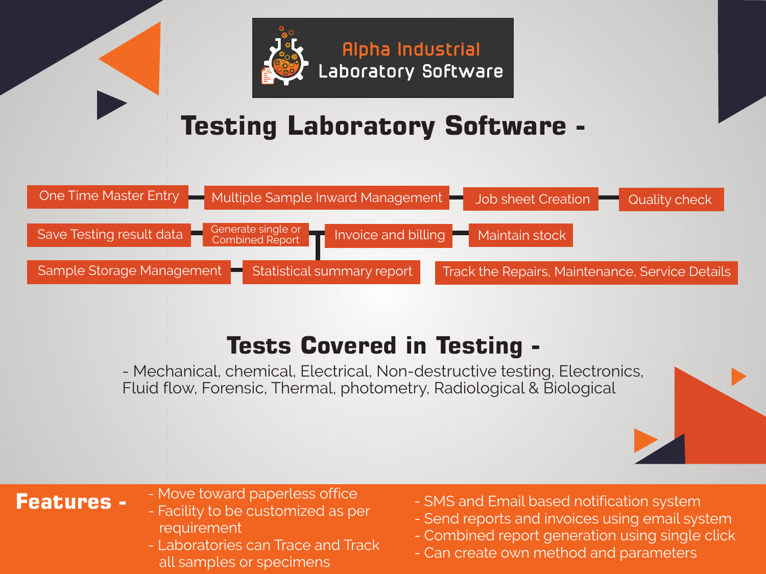Alpha Industrial Laboratory Software

# Testing Laboratory Software -

- One Time Master Entry
- Multiple Sample Inward Management
- Job sheet Creation
- Quality check
- Save Testing result data
- Generate single or Combined Report
- Invoice and billing
- Maintain stock
- Sample Storage Management
- Statistical summary report
- Track the Repairs, Maintenance, Service Details

## Tests Covered in Testing -

- Mechanical, chemical, Electrical, Non-destructive testing, Electronics, Fluid flow, Forensic, Thermal, photometry, Radiological & Biological

## Features -

- Move toward paperless office
- Facility to be customized as per requirement
- Laboratories can Trace and Track all samples or specimens
- SMS and Email based notification system
- Send reports and invoices using email system
- Combined report generation using single click
- Can create own method and parameters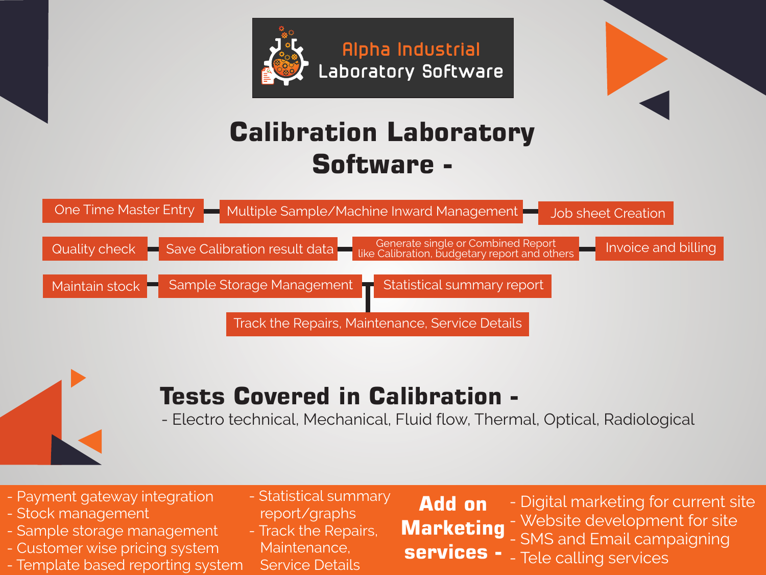Alpha Industrial
Laboratory Software

# Calibration Laboratory Software -

- One Time Master Entry
- Multiple Sample/Machine Inward Management
- Job sheet Creation
- Quality check
- Save Calibration result data
- Generate single or Combined Report like Calibration, budgetary report and others
- Invoice and billing
- Maintain stock
- Sample Storage Management
- Statistical summary report
- Track the Repairs, Maintenance, Service Details

## Tests Covered in Calibration -

- Electro technical, Mechanical, Fluid flow, Thermal, Optical, Radiological

- Payment gateway integration
- Stock management
- Sample storage management
- Customer wise pricing system
- Template based reporting system
- Statistical summary report/graphs
- Track the Repairs, Maintenance, Service Details

## Add on Marketing services -

- Digital marketing for current site
- Website development for site
- SMS and Email campaigning
- Tele calling services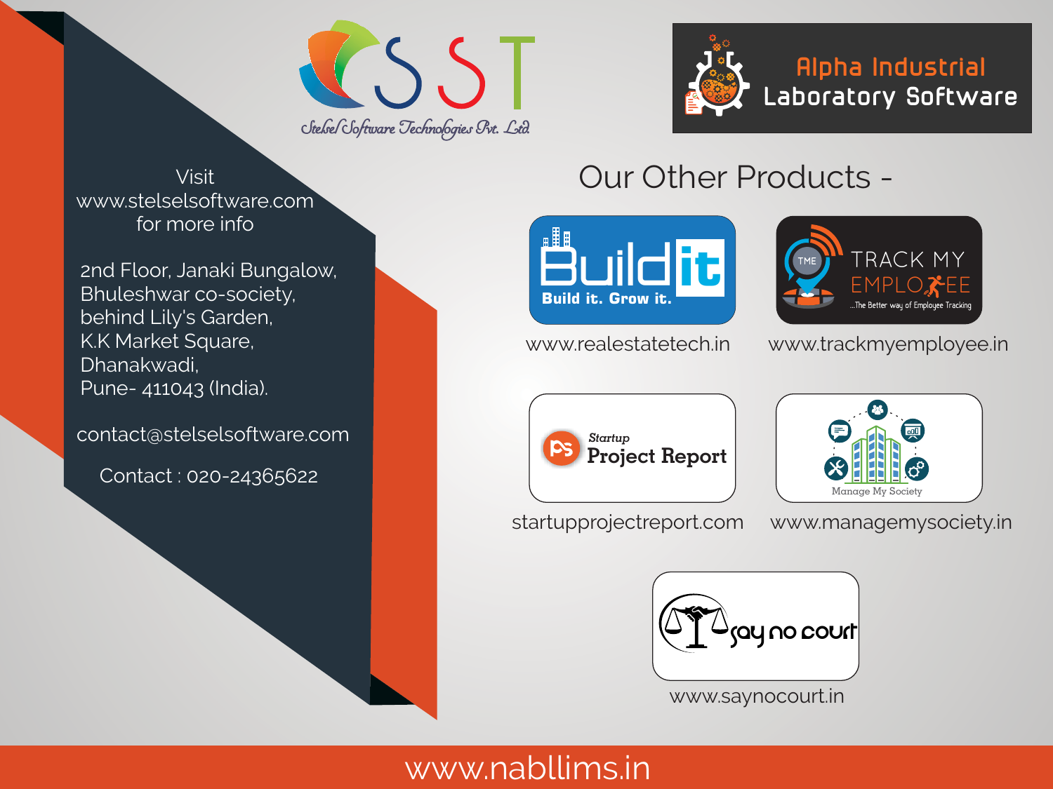SST

Stelsel Software Technologies Pvt. Ltd.

**Alpha Industrial Laboratory Software**

Visit
www.stelselsoftware.com
for more info

2nd Floor, Janaki Bungalow,
Bhuleshwar co-society,
behind Lily's Garden,
K.K Market Square,
Dhanakwadi,
Pune- 411043 (India).

contact@stelselsoftware.com

Contact : 020-24365622

## Our Other Products -

Buildit — Build it. Grow it.
www.realestatetech.in

TRACK MY EMPLOYEE — ...The Better way of Employee Tracking
www.trackmyemployee.in

Startup Project Report
startupprojectreport.com

Manage My Society
www.managemysociety.in

say no court
www.saynocourt.in

www.nabllims.in